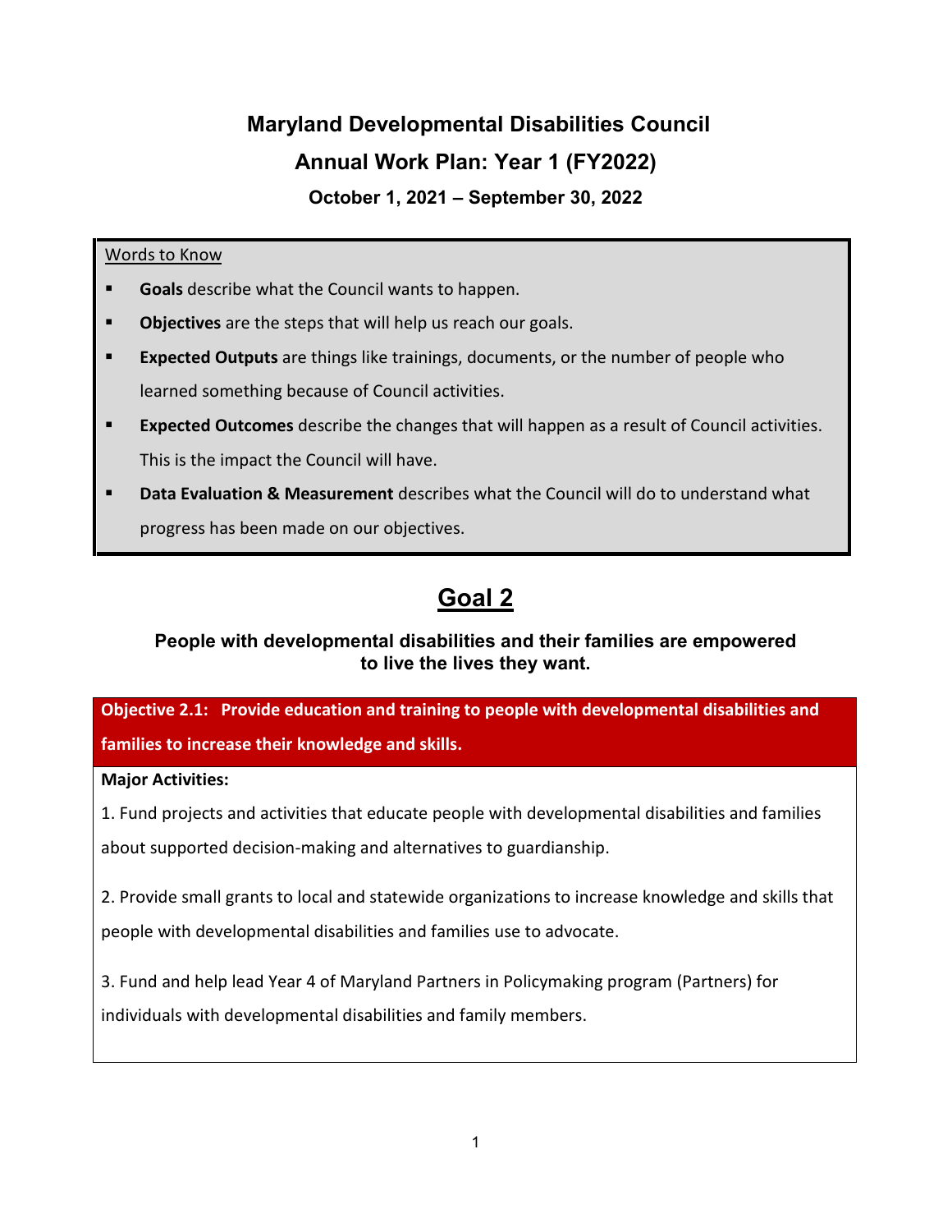# Maryland Developmental Disabilities Council

## Annual Work Plan: Year 1 (FY2022)

### October 1, 2021 – September 30, 2022

Words to Know

- **Goals** describe what the Council wants to happen.
- **Objectives** are the steps that will help us reach our goals.
- **Expected Outputs** are things like trainings, documents, or the number of people who learned something because of Council activities.
- **Expected Outcomes** describe the changes that will happen as a result of Council activities. This is the impact the Council will have.
- **Data Evaluation & Measurement** describes what the Council will do to understand what progress has been made on our objectives.

## Goal 2

**People with developmental disabilities and their families are empowered to live the lives they want.**

**Objective 2.1: Provide education and training to people with developmental disabilities and families to increase their knowledge and skills.**

**Major Activities:**

1. Fund projects and activities that educate people with developmental disabilities and families about supported decision-making and alternatives to guardianship.

2. Provide small grants to local and statewide organizations to increase knowledge and skills that people with developmental disabilities and families use to advocate.

3. Fund and help lead Year 4 of Maryland Partners in Policymaking program (Partners) for individuals with developmental disabilities and family members.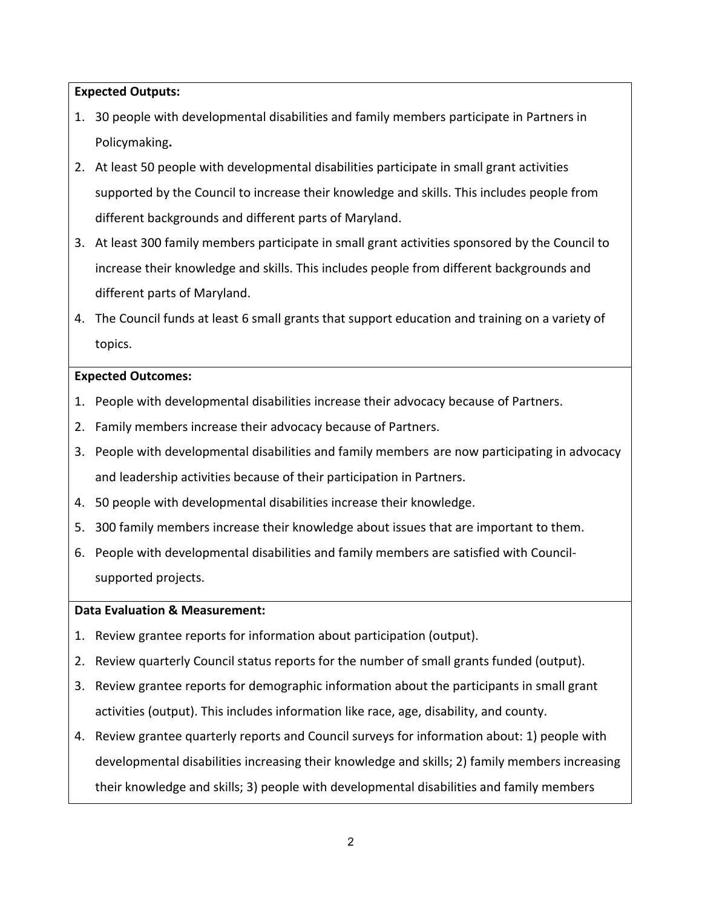**Expected Outputs:**

1. 30 people with developmental disabilities and family members participate in Partners in Policymaking**.**
2. At least 50 people with developmental disabilities participate in small grant activities supported by the Council to increase their knowledge and skills. This includes people from different backgrounds and different parts of Maryland.
3. At least 300 family members participate in small grant activities sponsored by the Council to increase their knowledge and skills. This includes people from different backgrounds and different parts of Maryland.
4. The Council funds at least 6 small grants that support education and training on a variety of topics.

**Expected Outcomes:**

1. People with developmental disabilities increase their advocacy because of Partners.
2. Family members increase their advocacy because of Partners.
3. People with developmental disabilities and family members are now participating in advocacy and leadership activities because of their participation in Partners.
4. 50 people with developmental disabilities increase their knowledge.
5. 300 family members increase their knowledge about issues that are important to them.
6. People with developmental disabilities and family members are satisfied with Council-supported projects.

**Data Evaluation & Measurement:**

1. Review grantee reports for information about participation (output).
2. Review quarterly Council status reports for the number of small grants funded (output).
3. Review grantee reports for demographic information about the participants in small grant activities (output). This includes information like race, age, disability, and county.
4. Review grantee quarterly reports and Council surveys for information about: 1) people with developmental disabilities increasing their knowledge and skills; 2) family members increasing their knowledge and skills; 3) people with developmental disabilities and family members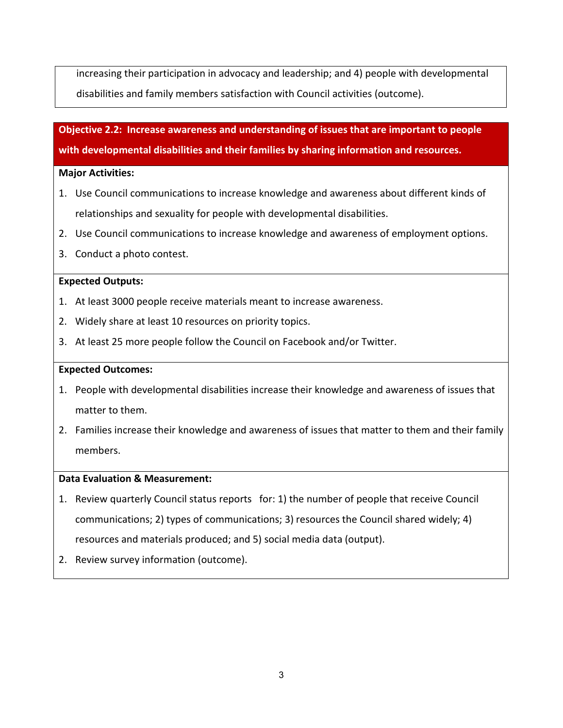increasing their participation in advocacy and leadership; and 4) people with developmental disabilities and family members satisfaction with Council activities (outcome).

**Objective 2.2: Increase awareness and understanding of issues that are important to people with developmental disabilities and their families by sharing information and resources.**

**Major Activities:**

1. Use Council communications to increase knowledge and awareness about different kinds of relationships and sexuality for people with developmental disabilities.
2. Use Council communications to increase knowledge and awareness of employment options.
3. Conduct a photo contest.

**Expected Outputs:**

1. At least 3000 people receive materials meant to increase awareness.
2. Widely share at least 10 resources on priority topics.
3. At least 25 more people follow the Council on Facebook and/or Twitter.

**Expected Outcomes:**

1. People with developmental disabilities increase their knowledge and awareness of issues that matter to them.
2. Families increase their knowledge and awareness of issues that matter to them and their family members.

**Data Evaluation & Measurement:**

1. Review quarterly Council status reports for: 1) the number of people that receive Council communications; 2) types of communications; 3) resources the Council shared widely; 4) resources and materials produced; and 5) social media data (output).
2. Review survey information (outcome).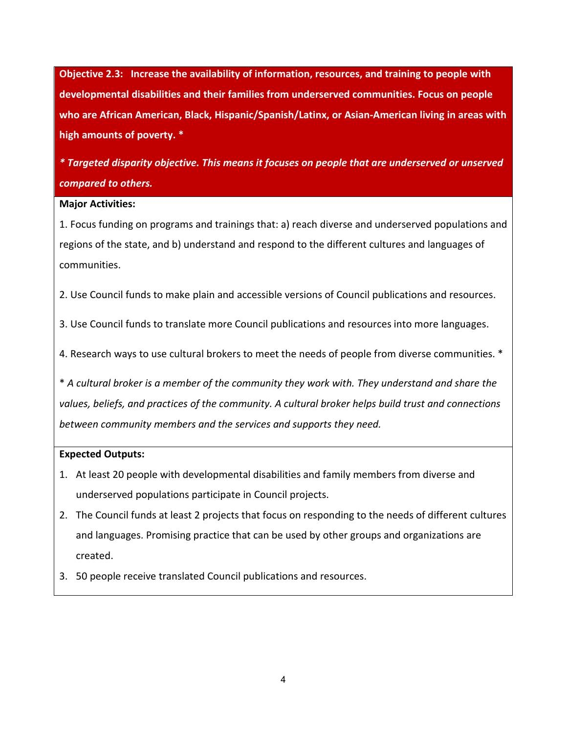**Objective 2.3: Increase the availability of information, resources, and training to people with developmental disabilities and their families from underserved communities. Focus on people who are African American, Black, Hispanic/Spanish/Latinx, or Asian-American living in areas with high amounts of poverty. ***

***\* Targeted disparity objective. This means it focuses on people that are underserved or unserved compared to others.***

**Major Activities:**

1. Focus funding on programs and trainings that: a) reach diverse and underserved populations and regions of the state, and b) understand and respond to the different cultures and languages of communities.

2. Use Council funds to make plain and accessible versions of Council publications and resources.

3. Use Council funds to translate more Council publications and resources into more languages.

4. Research ways to use cultural brokers to meet the needs of people from diverse communities. *

\* *A cultural broker is a member of the community they work with. They understand and share the values, beliefs, and practices of the community. A cultural broker helps build trust and connections between community members and the services and supports they need.*

**Expected Outputs:**

1. At least 20 people with developmental disabilities and family members from diverse and underserved populations participate in Council projects.
2. The Council funds at least 2 projects that focus on responding to the needs of different cultures and languages. Promising practice that can be used by other groups and organizations are created.
3. 50 people receive translated Council publications and resources.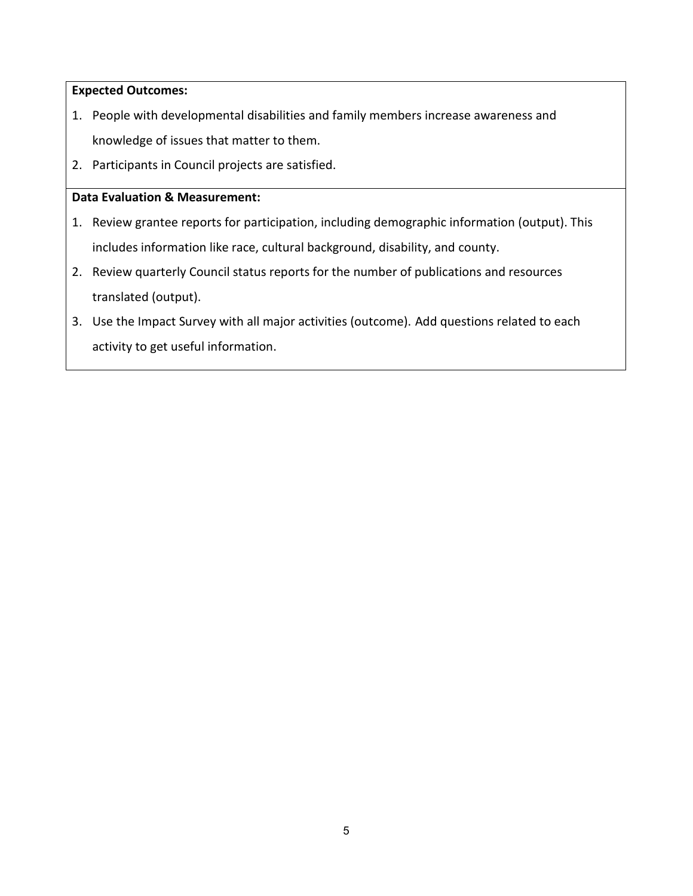**Expected Outcomes:**

1. People with developmental disabilities and family members increase awareness and knowledge of issues that matter to them.
2. Participants in Council projects are satisfied.

**Data Evaluation & Measurement:**

1. Review grantee reports for participation, including demographic information (output). This includes information like race, cultural background, disability, and county.
2. Review quarterly Council status reports for the number of publications and resources translated (output).
3. Use the Impact Survey with all major activities (outcome). Add questions related to each activity to get useful information.